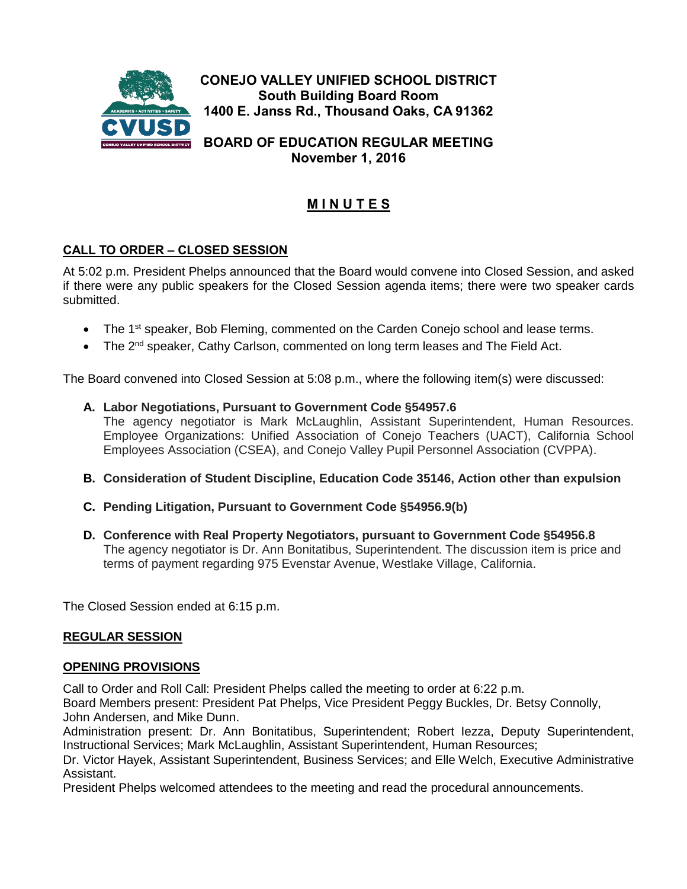**CONEJO VALLEY UNIFIED SCHOOL DISTRICT**
**South Building Board Room**
**1400 E. Janss Rd., Thousand Oaks, CA 91362**

**BOARD OF EDUCATION REGULAR MEETING**
**November 1, 2016**

# M I N U T E S

## CALL TO ORDER – CLOSED SESSION

At 5:02 p.m. President Phelps announced that the Board would convene into Closed Session, and asked if there were any public speakers for the Closed Session agenda items; there were two speaker cards submitted.

- The 1st speaker, Bob Fleming, commented on the Carden Conejo school and lease terms.
- The 2nd speaker, Cathy Carlson, commented on long term leases and The Field Act.

The Board convened into Closed Session at 5:08 p.m., where the following item(s) were discussed:

**A. Labor Negotiations, Pursuant to Government Code §54957.6**
The agency negotiator is Mark McLaughlin, Assistant Superintendent, Human Resources. Employee Organizations: Unified Association of Conejo Teachers (UACT), California School Employees Association (CSEA), and Conejo Valley Pupil Personnel Association (CVPPA).

**B. Consideration of Student Discipline, Education Code 35146, Action other than expulsion**

**C. Pending Litigation, Pursuant to Government Code §54956.9(b)**

**D. Conference with Real Property Negotiators, pursuant to Government Code §54956.8**
The agency negotiator is Dr. Ann Bonitatibus, Superintendent. The discussion item is price and terms of payment regarding 975 Evenstar Avenue, Westlake Village, California.

The Closed Session ended at 6:15 p.m.

## REGULAR SESSION

## OPENING PROVISIONS

Call to Order and Roll Call: President Phelps called the meeting to order at 6:22 p.m.
Board Members present: President Pat Phelps, Vice President Peggy Buckles, Dr. Betsy Connolly, John Andersen, and Mike Dunn.
Administration present: Dr. Ann Bonitatibus, Superintendent; Robert Iezza, Deputy Superintendent, Instructional Services; Mark McLaughlin, Assistant Superintendent, Human Resources; Dr. Victor Hayek, Assistant Superintendent, Business Services; and Elle Welch, Executive Administrative Assistant.
President Phelps welcomed attendees to the meeting and read the procedural announcements.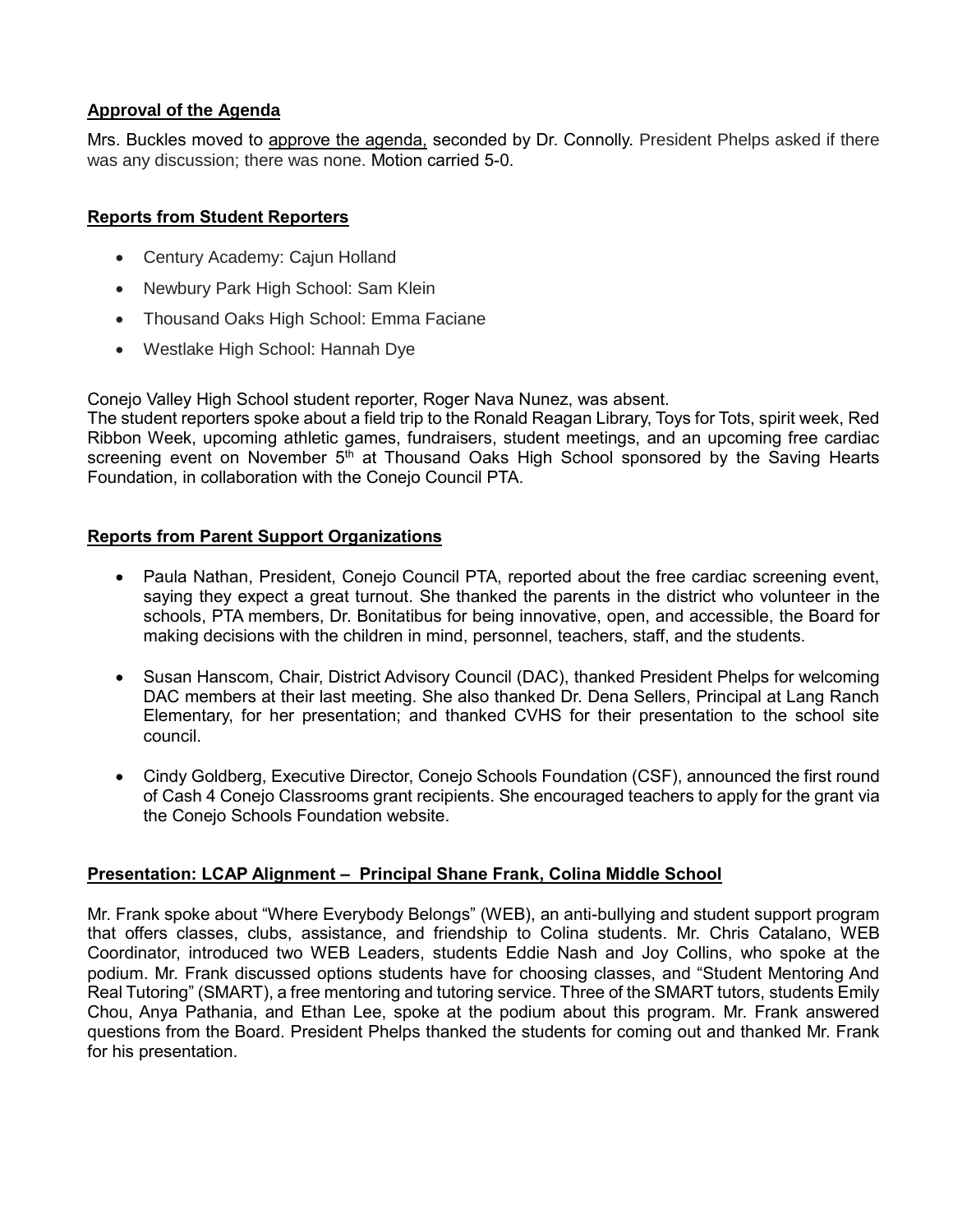**Approval of the Agenda**

Mrs. Buckles moved to approve the agenda, seconded by Dr. Connolly. President Phelps asked if there was any discussion; there was none. Motion carried 5-0.

**Reports from Student Reporters**

- Century Academy: Cajun Holland
- Newbury Park High School: Sam Klein
- Thousand Oaks High School: Emma Faciane
- Westlake High School: Hannah Dye

Conejo Valley High School student reporter, Roger Nava Nunez, was absent.
The student reporters spoke about a field trip to the Ronald Reagan Library, Toys for Tots, spirit week, Red Ribbon Week, upcoming athletic games, fundraisers, student meetings, and an upcoming free cardiac screening event on November 5th at Thousand Oaks High School sponsored by the Saving Hearts Foundation, in collaboration with the Conejo Council PTA.

**Reports from Parent Support Organizations**

- Paula Nathan, President, Conejo Council PTA, reported about the free cardiac screening event, saying they expect a great turnout. She thanked the parents in the district who volunteer in the schools, PTA members, Dr. Bonitatibus for being innovative, open, and accessible, the Board for making decisions with the children in mind, personnel, teachers, staff, and the students.
- Susan Hanscom, Chair, District Advisory Council (DAC), thanked President Phelps for welcoming DAC members at their last meeting. She also thanked Dr. Dena Sellers, Principal at Lang Ranch Elementary, for her presentation; and thanked CVHS for their presentation to the school site council.
- Cindy Goldberg, Executive Director, Conejo Schools Foundation (CSF), announced the first round of Cash 4 Conejo Classrooms grant recipients. She encouraged teachers to apply for the grant via the Conejo Schools Foundation website.

**Presentation: LCAP Alignment – Principal Shane Frank, Colina Middle School**

Mr. Frank spoke about "Where Everybody Belongs" (WEB), an anti-bullying and student support program that offers classes, clubs, assistance, and friendship to Colina students. Mr. Chris Catalano, WEB Coordinator, introduced two WEB Leaders, students Eddie Nash and Joy Collins, who spoke at the podium. Mr. Frank discussed options students have for choosing classes, and "Student Mentoring And Real Tutoring" (SMART), a free mentoring and tutoring service. Three of the SMART tutors, students Emily Chou, Anya Pathania, and Ethan Lee, spoke at the podium about this program. Mr. Frank answered questions from the Board. President Phelps thanked the students for coming out and thanked Mr. Frank for his presentation.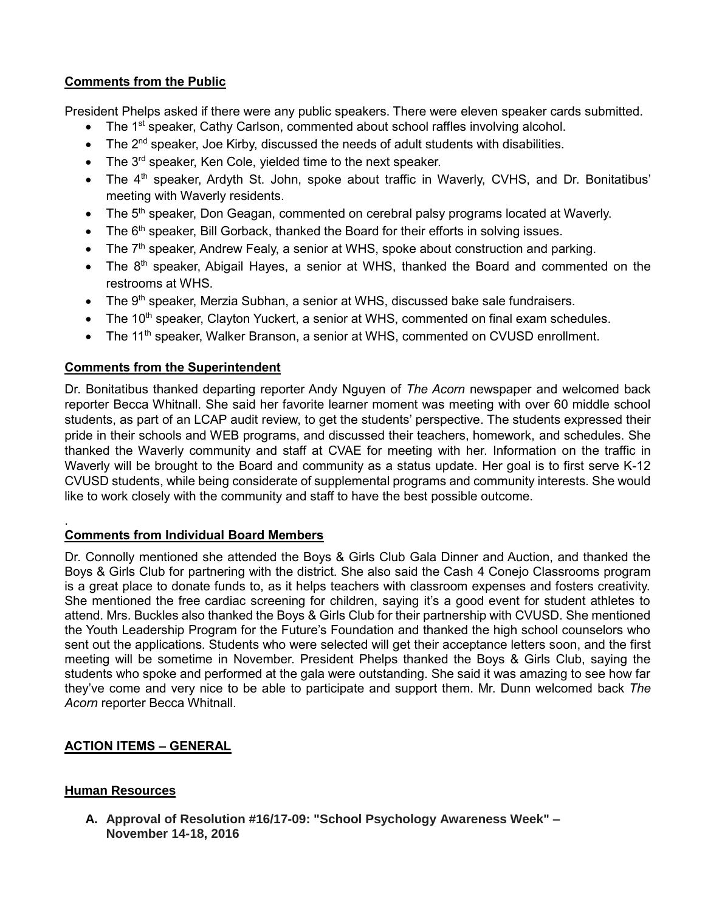## Comments from the Public

President Phelps asked if there were any public speakers. There were eleven speaker cards submitted.

- The 1st speaker, Cathy Carlson, commented about school raffles involving alcohol.
- The 2nd speaker, Joe Kirby, discussed the needs of adult students with disabilities.
- The 3rd speaker, Ken Cole, yielded time to the next speaker.
- The 4th speaker, Ardyth St. John, spoke about traffic in Waverly, CVHS, and Dr. Bonitatibus' meeting with Waverly residents.
- The 5th speaker, Don Geagan, commented on cerebral palsy programs located at Waverly.
- The 6th speaker, Bill Gorback, thanked the Board for their efforts in solving issues.
- The 7th speaker, Andrew Fealy, a senior at WHS, spoke about construction and parking.
- The 8th speaker, Abigail Hayes, a senior at WHS, thanked the Board and commented on the restrooms at WHS.
- The 9th speaker, Merzia Subhan, a senior at WHS, discussed bake sale fundraisers.
- The 10th speaker, Clayton Yuckert, a senior at WHS, commented on final exam schedules.
- The 11th speaker, Walker Branson, a senior at WHS, commented on CVUSD enrollment.

## Comments from the Superintendent

Dr. Bonitatibus thanked departing reporter Andy Nguyen of *The Acorn* newspaper and welcomed back reporter Becca Whitnall. She said her favorite learner moment was meeting with over 60 middle school students, as part of an LCAP audit review, to get the students' perspective. The students expressed their pride in their schools and WEB programs, and discussed their teachers, homework, and schedules. She thanked the Waverly community and staff at CVAE for meeting with her. Information on the traffic in Waverly will be brought to the Board and community as a status update. Her goal is to first serve K-12 CVUSD students, while being considerate of supplemental programs and community interests. She would like to work closely with the community and staff to have the best possible outcome.

.

## Comments from Individual Board Members

Dr. Connolly mentioned she attended the Boys & Girls Club Gala Dinner and Auction, and thanked the Boys & Girls Club for partnering with the district. She also said the Cash 4 Conejo Classrooms program is a great place to donate funds to, as it helps teachers with classroom expenses and fosters creativity. She mentioned the free cardiac screening for children, saying it's a good event for student athletes to attend. Mrs. Buckles also thanked the Boys & Girls Club for their partnership with CVUSD. She mentioned the Youth Leadership Program for the Future's Foundation and thanked the high school counselors who sent out the applications. Students who were selected will get their acceptance letters soon, and the first meeting will be sometime in November. President Phelps thanked the Boys & Girls Club, saying the students who spoke and performed at the gala were outstanding. She said it was amazing to see how far they've come and very nice to be able to participate and support them. Mr. Dunn welcomed back *The Acorn* reporter Becca Whitnall.

## ACTION ITEMS – GENERAL

### Human Resources

**A. Approval of Resolution #16/17-09: "School Psychology Awareness Week" – November 14-18, 2016**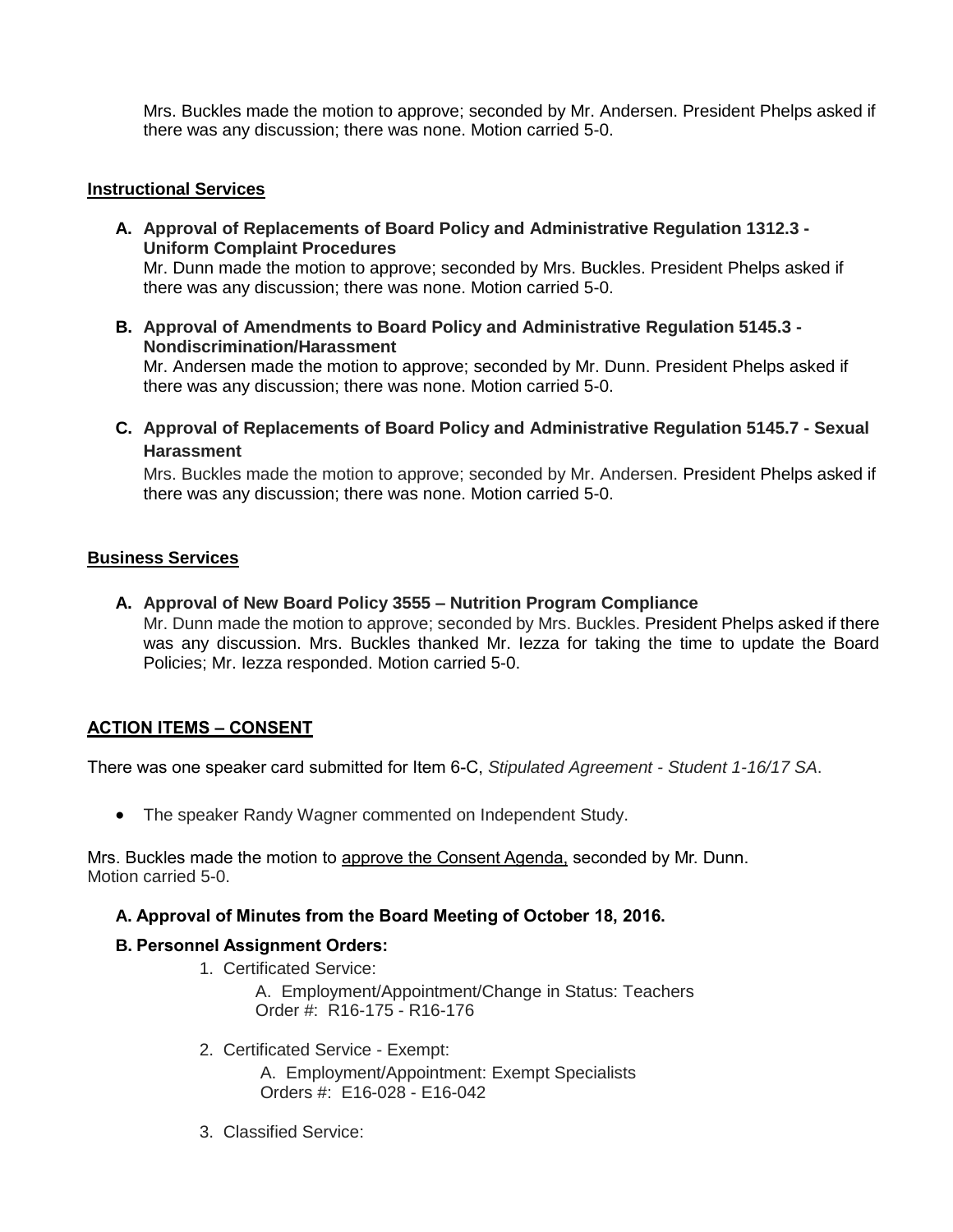Mrs. Buckles made the motion to approve; seconded by Mr. Andersen. President Phelps asked if there was any discussion; there was none. Motion carried 5-0.

## Instructional Services

**A. Approval of Replacements of Board Policy and Administrative Regulation 1312.3 - Uniform Complaint Procedures**
Mr. Dunn made the motion to approve; seconded by Mrs. Buckles. President Phelps asked if there was any discussion; there was none. Motion carried 5-0.

**B. Approval of Amendments to Board Policy and Administrative Regulation 5145.3 - Nondiscrimination/Harassment**
Mr. Andersen made the motion to approve; seconded by Mr. Dunn. President Phelps asked if there was any discussion; there was none. Motion carried 5-0.

**C. Approval of Replacements of Board Policy and Administrative Regulation 5145.7 - Sexual Harassment**
Mrs. Buckles made the motion to approve; seconded by Mr. Andersen. President Phelps asked if there was any discussion; there was none. Motion carried 5-0.

## Business Services

**A. Approval of New Board Policy 3555 – Nutrition Program Compliance**
Mr. Dunn made the motion to approve; seconded by Mrs. Buckles. President Phelps asked if there was any discussion. Mrs. Buckles thanked Mr. Iezza for taking the time to update the Board Policies; Mr. Iezza responded. Motion carried 5-0.

## ACTION ITEMS – CONSENT

There was one speaker card submitted for Item 6-C, *Stipulated Agreement - Student 1-16/17 SA*.

- The speaker Randy Wagner commented on Independent Study.

Mrs. Buckles made the motion to approve the Consent Agenda, seconded by Mr. Dunn.
Motion carried 5-0.

**A. Approval of Minutes from the Board Meeting of October 18, 2016.**

**B. Personnel Assignment Orders:**

1. Certificated Service:
   A. Employment/Appointment/Change in Status: Teachers
   Order #: R16-175 - R16-176

2. Certificated Service - Exempt:
   A. Employment/Appointment: Exempt Specialists
   Orders #: E16-028 - E16-042

3. Classified Service: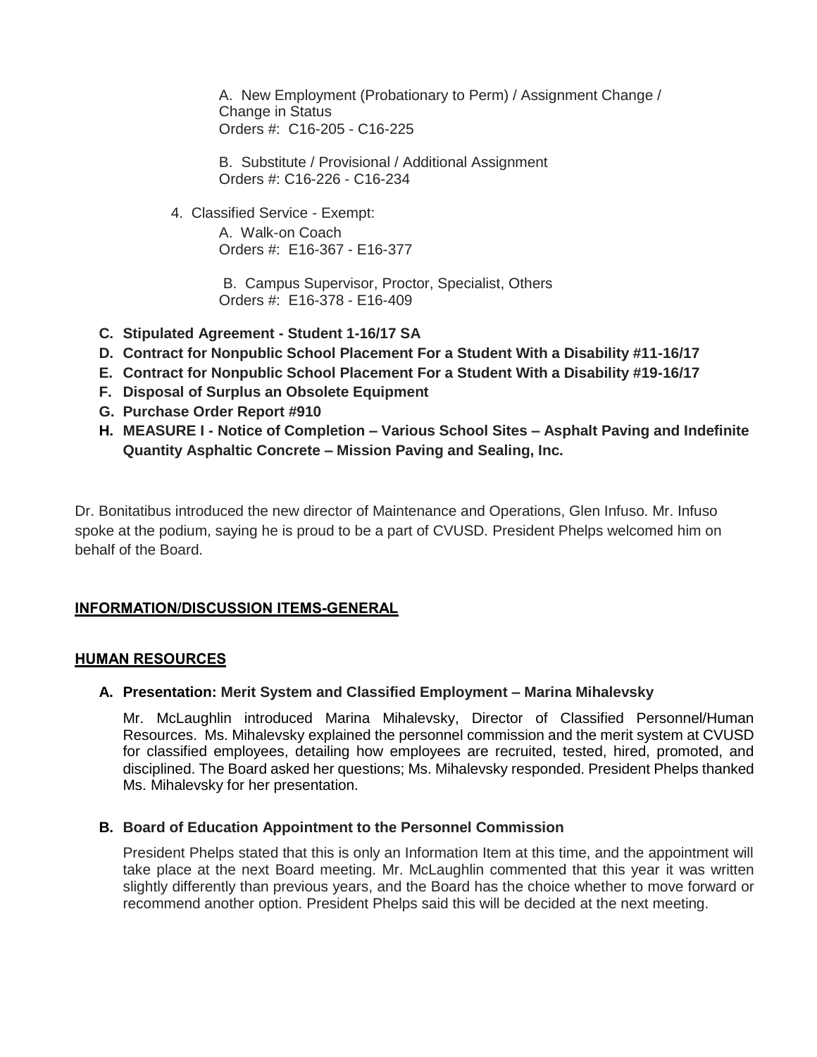A. New Employment (Probationary to Perm) / Assignment Change / Change in Status
Orders #: C16-205 - C16-225

B. Substitute / Provisional / Additional Assignment
Orders #: C16-226 - C16-234

4. Classified Service - Exempt:

A. Walk-on Coach
Orders #: E16-367 - E16-377

B. Campus Supervisor, Proctor, Specialist, Others
Orders #: E16-378 - E16-409

**C. Stipulated Agreement - Student 1-16/17 SA**
**D. Contract for Nonpublic School Placement For a Student With a Disability #11-16/17**
**E. Contract for Nonpublic School Placement For a Student With a Disability #19-16/17**
**F. Disposal of Surplus an Obsolete Equipment**
**G. Purchase Order Report #910**
**H. MEASURE I - Notice of Completion – Various School Sites – Asphalt Paving and Indefinite Quantity Asphaltic Concrete – Mission Paving and Sealing, Inc.**

Dr. Bonitatibus introduced the new director of Maintenance and Operations, Glen Infuso. Mr. Infuso spoke at the podium, saying he is proud to be a part of CVUSD. President Phelps welcomed him on behalf of the Board.

## INFORMATION/DISCUSSION ITEMS-GENERAL

## HUMAN RESOURCES

### A. Presentation: Merit System and Classified Employment – Marina Mihalevsky

Mr. McLaughlin introduced Marina Mihalevsky, Director of Classified Personnel/Human Resources. Ms. Mihalevsky explained the personnel commission and the merit system at CVUSD for classified employees, detailing how employees are recruited, tested, hired, promoted, and disciplined. The Board asked her questions; Ms. Mihalevsky responded. President Phelps thanked Ms. Mihalevsky for her presentation.

### B. Board of Education Appointment to the Personnel Commission

President Phelps stated that this is only an Information Item at this time, and the appointment will take place at the next Board meeting. Mr. McLaughlin commented that this year it was written slightly differently than previous years, and the Board has the choice whether to move forward or recommend another option. President Phelps said this will be decided at the next meeting.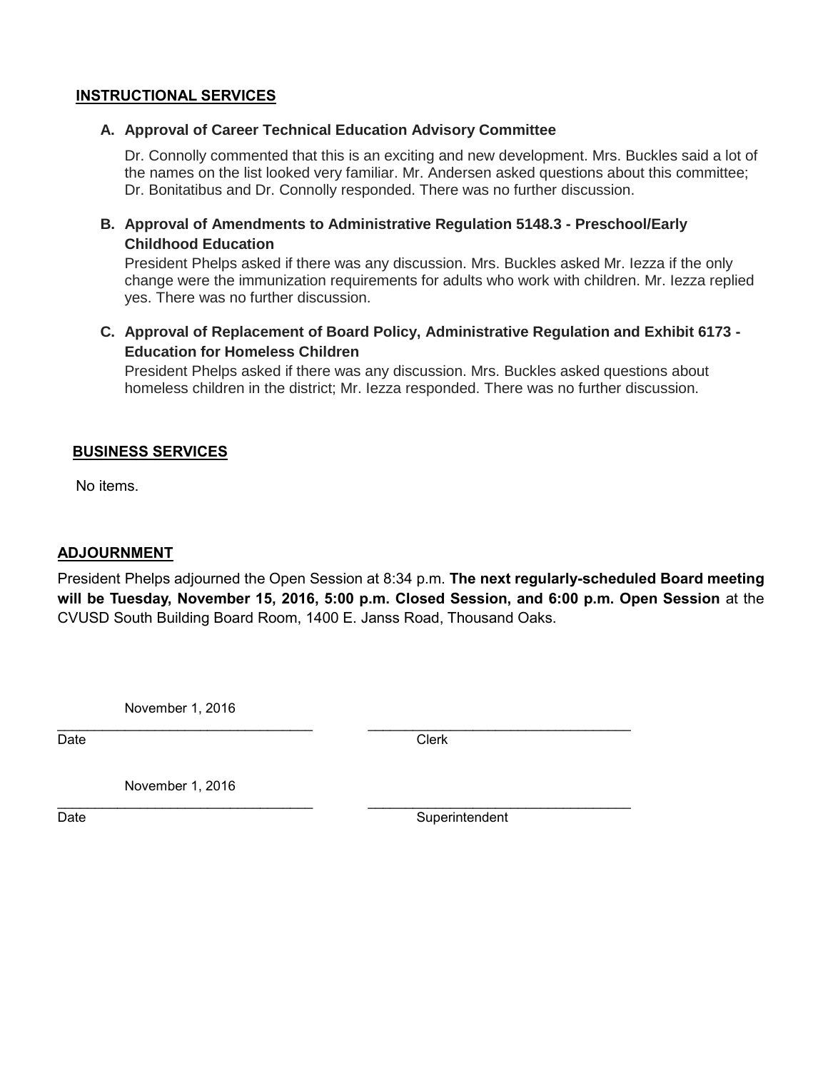## INSTRUCTIONAL SERVICES

**A. Approval of Career Technical Education Advisory Committee**

Dr. Connolly commented that this is an exciting and new development. Mrs. Buckles said a lot of the names on the list looked very familiar. Mr. Andersen asked questions about this committee; Dr. Bonitatibus and Dr. Connolly responded. There was no further discussion.

**B. Approval of Amendments to Administrative Regulation 5148.3 - Preschool/Early Childhood Education**

President Phelps asked if there was any discussion. Mrs. Buckles asked Mr. Iezza if the only change were the immunization requirements for adults who work with children. Mr. Iezza replied yes. There was no further discussion.

**C. Approval of Replacement of Board Policy, Administrative Regulation and Exhibit 6173 - Education for Homeless Children**

President Phelps asked if there was any discussion. Mrs. Buckles asked questions about homeless children in the district; Mr. Iezza responded. There was no further discussion.

## BUSINESS SERVICES

No items.

## ADJOURNMENT

President Phelps adjourned the Open Session at 8:34 p.m. **The next regularly-scheduled Board meeting will be Tuesday, November 15, 2016, 5:00 p.m. Closed Session, and 6:00 p.m. Open Session** at the CVUSD South Building Board Room, 1400 E. Janss Road, Thousand Oaks.

November 1, 2016
___________________________________ ___________________________________
Date Clerk

November 1, 2016
___________________________________ ___________________________________
Date Superintendent